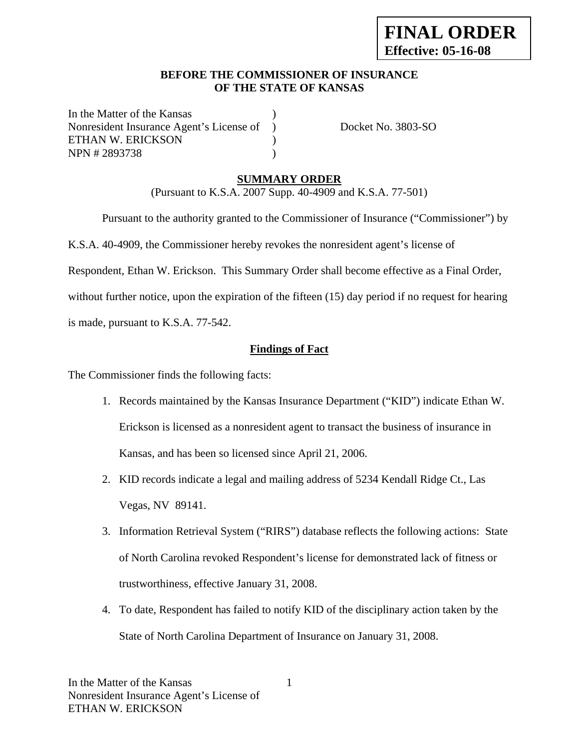**FINAL ORDER**
**Effective: 05-16-08**

**BEFORE THE COMMISSIONER OF INSURANCE**
**OF THE STATE OF KANSAS**

| | | |
|---|---|---|
| In the Matter of the Kansas | ) | |
| Nonresident Insurance Agent's License of | ) | Docket No. 3803-SO |
| ETHAN W. ERICKSON | ) | |
| NPN # 2893738 | ) | |

**SUMMARY ORDER**
(Pursuant to K.S.A. 2007 Supp. 40-4909 and K.S.A. 77-501)

Pursuant to the authority granted to the Commissioner of Insurance ("Commissioner") by K.S.A. 40-4909, the Commissioner hereby revokes the nonresident agent's license of Respondent, Ethan W. Erickson. This Summary Order shall become effective as a Final Order, without further notice, upon the expiration of the fifteen (15) day period if no request for hearing is made, pursuant to K.S.A. 77-542.

**Findings of Fact**

The Commissioner finds the following facts:

1. Records maintained by the Kansas Insurance Department ("KID") indicate Ethan W. Erickson is licensed as a nonresident agent to transact the business of insurance in Kansas, and has been so licensed since April 21, 2006.
2. KID records indicate a legal and mailing address of 5234 Kendall Ridge Ct., Las Vegas, NV 89141.
3. Information Retrieval System ("RIRS") database reflects the following actions: State of North Carolina revoked Respondent's license for demonstrated lack of fitness or trustworthiness, effective January 31, 2008.
4. To date, Respondent has failed to notify KID of the disciplinary action taken by the State of North Carolina Department of Insurance on January 31, 2008.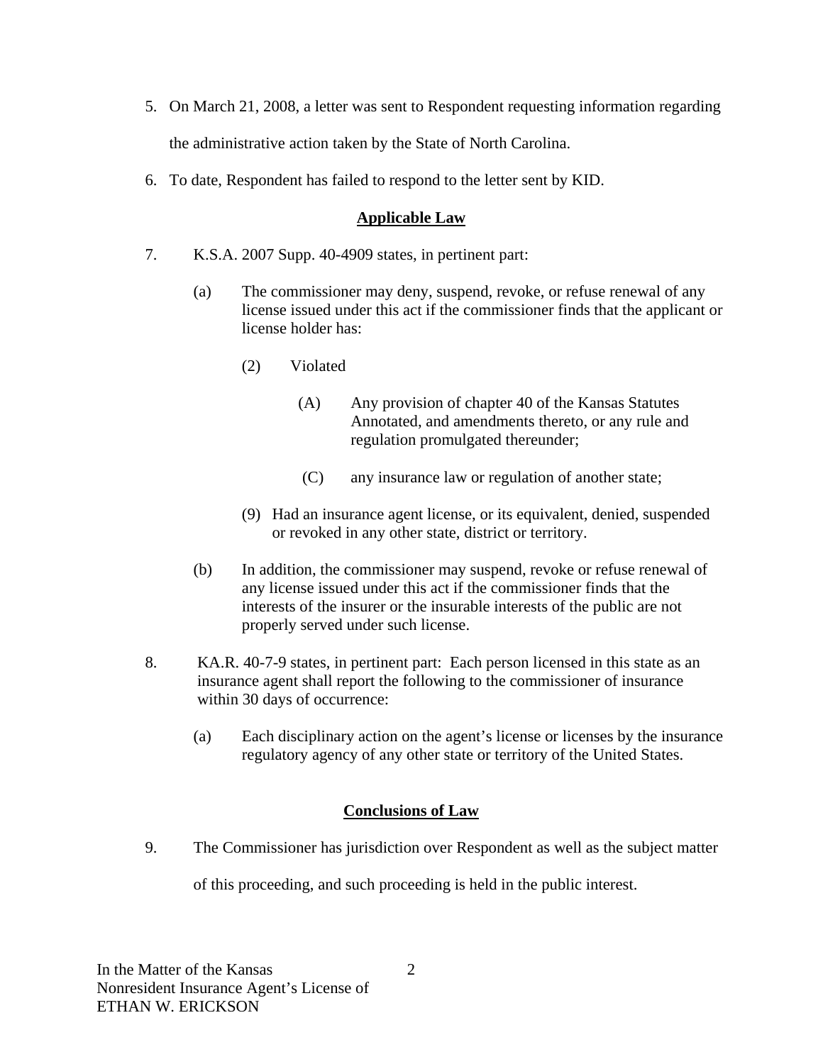5. On March 21, 2008, a letter was sent to Respondent requesting information regarding the administrative action taken by the State of North Carolina.

6. To date, Respondent has failed to respond to the letter sent by KID.

## Applicable Law

7. K.S.A. 2007 Supp. 40-4909 states, in pertinent part:

   (a) The commissioner may deny, suspend, revoke, or refuse renewal of any license issued under this act if the commissioner finds that the applicant or license holder has:

      (2) Violated

         (A) Any provision of chapter 40 of the Kansas Statutes Annotated, and amendments thereto, or any rule and regulation promulgated thereunder;

         (C) any insurance law or regulation of another state;

      (9) Had an insurance agent license, or its equivalent, denied, suspended or revoked in any other state, district or territory.

   (b) In addition, the commissioner may suspend, revoke or refuse renewal of any license issued under this act if the commissioner finds that the interests of the insurer or the insurable interests of the public are not properly served under such license.

8. KA.R. 40-7-9 states, in pertinent part: Each person licensed in this state as an insurance agent shall report the following to the commissioner of insurance within 30 days of occurrence:

   (a) Each disciplinary action on the agent's license or licenses by the insurance regulatory agency of any other state or territory of the United States.

## Conclusions of Law

9. The Commissioner has jurisdiction over Respondent as well as the subject matter of this proceeding, and such proceeding is held in the public interest.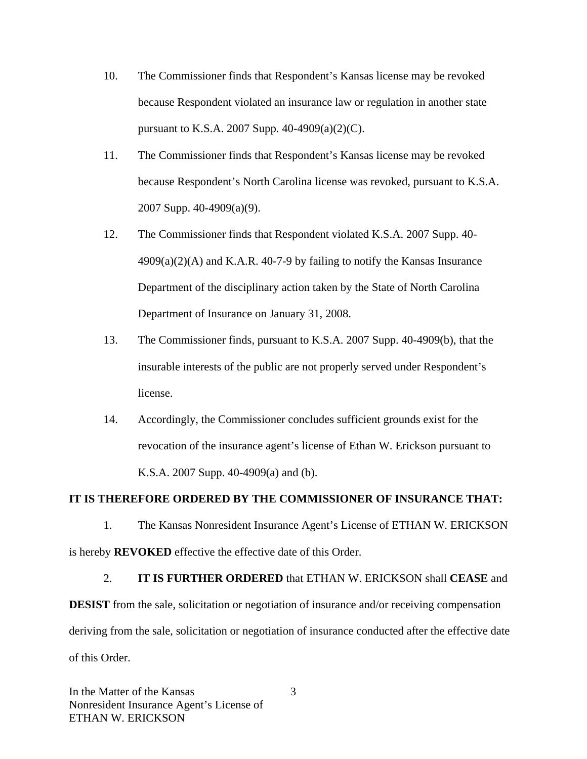10. The Commissioner finds that Respondent's Kansas license may be revoked because Respondent violated an insurance law or regulation in another state pursuant to K.S.A. 2007 Supp. 40-4909(a)(2)(C).

11. The Commissioner finds that Respondent's Kansas license may be revoked because Respondent's North Carolina license was revoked, pursuant to K.S.A. 2007 Supp. 40-4909(a)(9).

12. The Commissioner finds that Respondent violated K.S.A. 2007 Supp. 40-4909(a)(2)(A) and K.A.R. 40-7-9 by failing to notify the Kansas Insurance Department of the disciplinary action taken by the State of North Carolina Department of Insurance on January 31, 2008.

13. The Commissioner finds, pursuant to K.S.A. 2007 Supp. 40-4909(b), that the insurable interests of the public are not properly served under Respondent's license.

14. Accordingly, the Commissioner concludes sufficient grounds exist for the revocation of the insurance agent's license of Ethan W. Erickson pursuant to K.S.A. 2007 Supp. 40-4909(a) and (b).

**IT IS THEREFORE ORDERED BY THE COMMISSIONER OF INSURANCE THAT:**

1. The Kansas Nonresident Insurance Agent's License of ETHAN W. ERICKSON is hereby **REVOKED** effective the effective date of this Order.

2. **IT IS FURTHER ORDERED** that ETHAN W. ERICKSON shall **CEASE** and **DESIST** from the sale, solicitation or negotiation of insurance and/or receiving compensation deriving from the sale, solicitation or negotiation of insurance conducted after the effective date of this Order.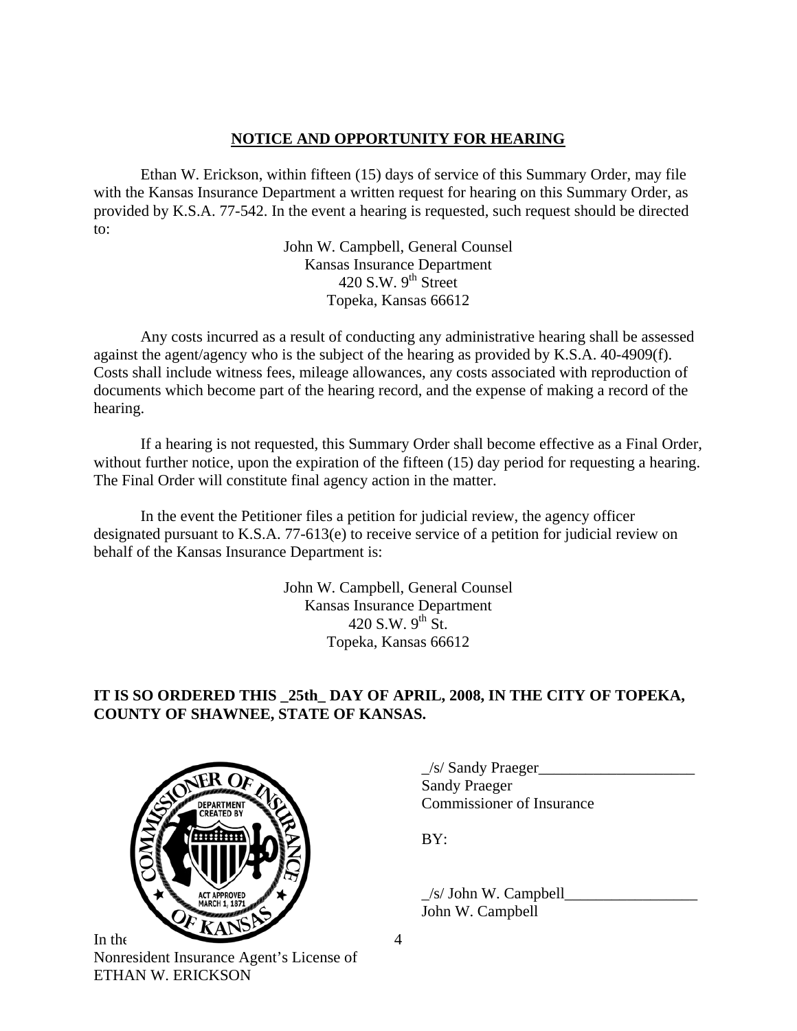## NOTICE AND OPPORTUNITY FOR HEARING

Ethan W. Erickson, within fifteen (15) days of service of this Summary Order, may file with the Kansas Insurance Department a written request for hearing on this Summary Order, as provided by K.S.A. 77-542. In the event a hearing is requested, such request should be directed to:

John W. Campbell, General Counsel
Kansas Insurance Department
420 S.W. 9th Street
Topeka, Kansas 66612

Any costs incurred as a result of conducting any administrative hearing shall be assessed against the agent/agency who is the subject of the hearing as provided by K.S.A. 40-4909(f). Costs shall include witness fees, mileage allowances, any costs associated with reproduction of documents which become part of the hearing record, and the expense of making a record of the hearing.

If a hearing is not requested, this Summary Order shall become effective as a Final Order, without further notice, upon the expiration of the fifteen (15) day period for requesting a hearing. The Final Order will constitute final agency action in the matter.

In the event the Petitioner files a petition for judicial review, the agency officer designated pursuant to K.S.A. 77-613(e) to receive service of a petition for judicial review on behalf of the Kansas Insurance Department is:

John W. Campbell, General Counsel
Kansas Insurance Department
420 S.W. 9th St.
Topeka, Kansas 66612

**IT IS SO ORDERED THIS _25th_ DAY OF APRIL, 2008, IN THE CITY OF TOPEKA, COUNTY OF SHAWNEE, STATE OF KANSAS.**

_/s/ Sandy Praeger____________________
Sandy Praeger
Commissioner of Insurance

BY:

_/s/ John W. Campbell_________________
John W. Campbell

In the
Nonresident Insurance Agent's License of
ETHAN W. ERICKSON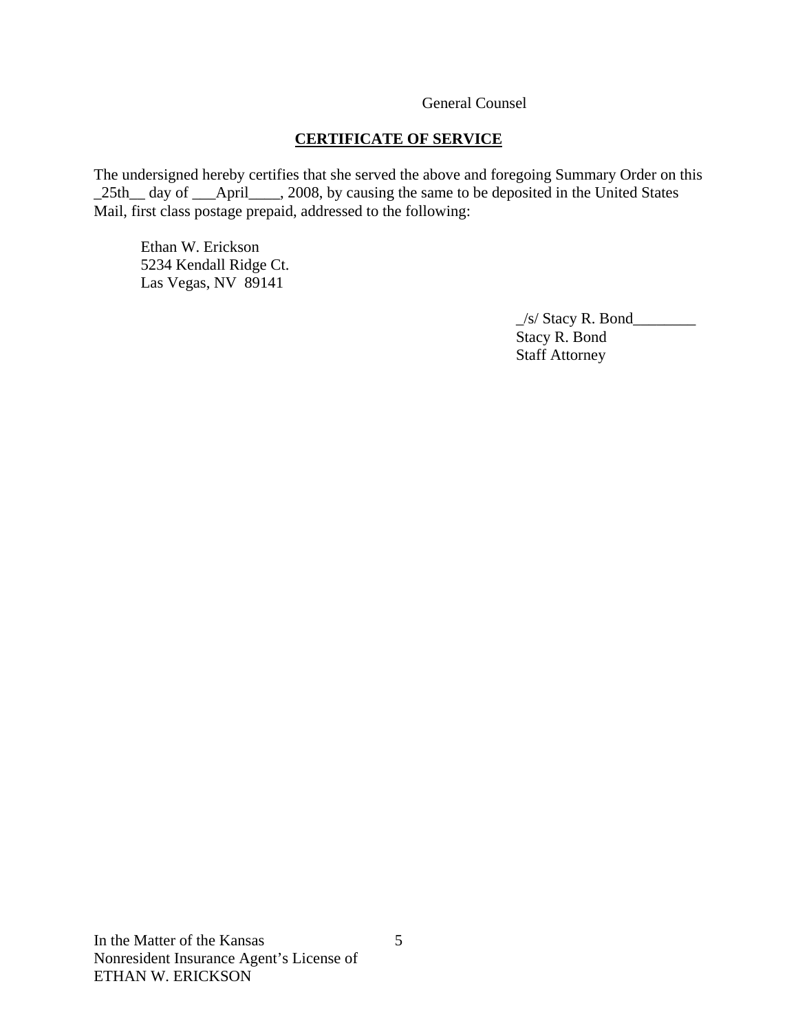General Counsel

**CERTIFICATE OF SERVICE**

The undersigned hereby certifies that she served the above and foregoing Summary Order on this _25th__ day of ___April____, 2008, by causing the same to be deposited in the United States Mail, first class postage prepaid, addressed to the following:

Ethan W. Erickson
5234 Kendall Ridge Ct.
Las Vegas, NV 89141

_/s/ Stacy R. Bond________
Stacy R. Bond
Staff Attorney